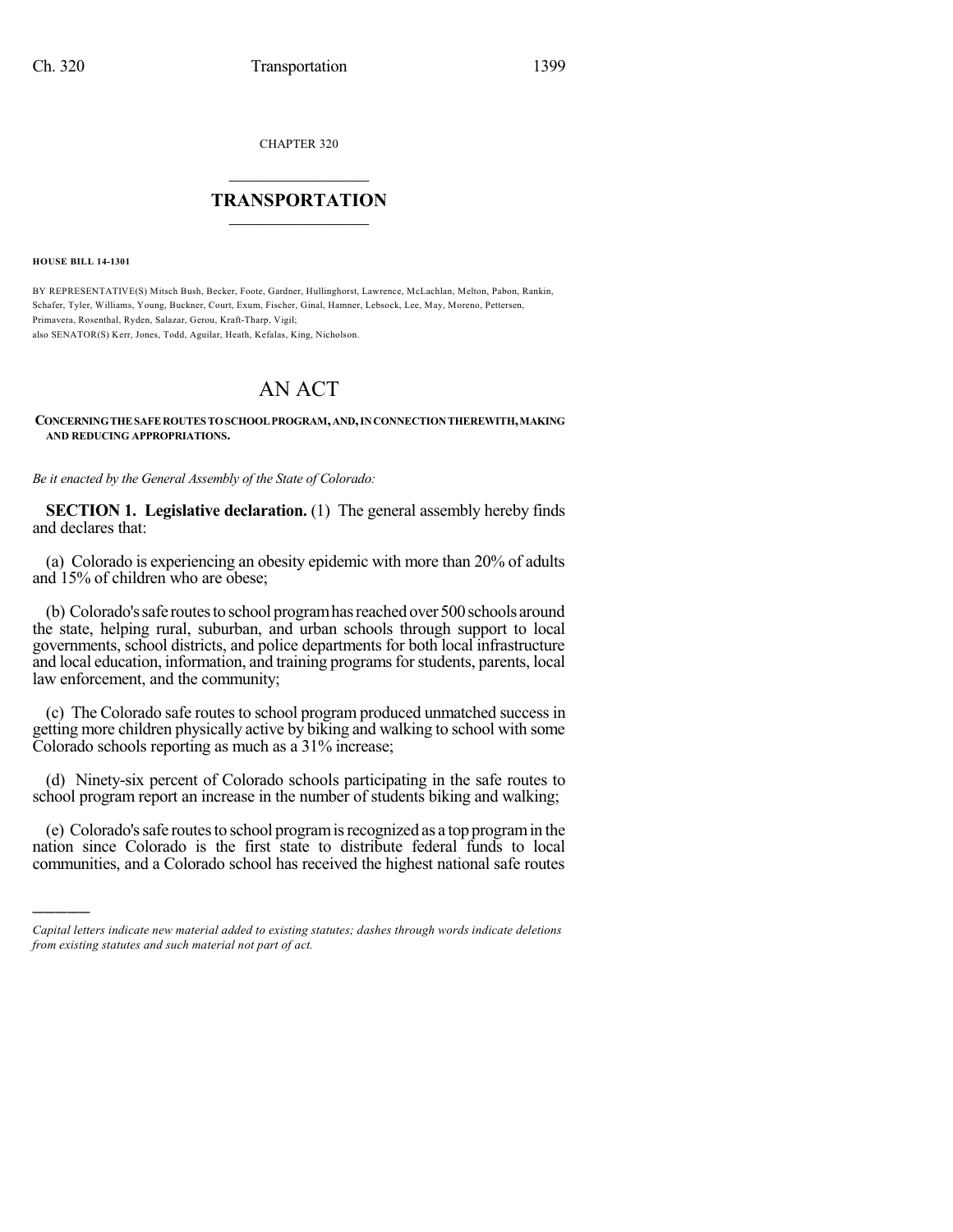CHAPTER 320

# TRANSPORTATION

**HOUSE BILL 14-1301**

BY REPRESENTATIVE(S) Mitsch Bush, Becker, Foote, Gardner, Hullinghorst, Lawrence, McLachlan, Melton, Pabon, Rankin, Schafer, Tyler, Williams, Young, Buckner, Court, Exum, Fischer, Ginal, Hamner, Lebsock, Lee, May, Moreno, Pettersen, Primavera, Rosenthal, Ryden, Salazar, Gerou, Kraft-Tharp, Vigil;
also SENATOR(S) Kerr, Jones, Todd, Aguilar, Heath, Kefalas, King, Nicholson.

# AN ACT

**CONCERNING THE SAFE ROUTES TO SCHOOL PROGRAM, AND, IN CONNECTION THEREWITH, MAKING AND REDUCING APPROPRIATIONS.**

*Be it enacted by the General Assembly of the State of Colorado:*

**SECTION 1. Legislative declaration.** (1) The general assembly hereby finds and declares that:

(a) Colorado is experiencing an obesity epidemic with more than 20% of adults and 15% of children who are obese;

(b) Colorado's safe routes to school program has reached over 500 schools around the state, helping rural, suburban, and urban schools through support to local governments, school districts, and police departments for both local infrastructure and local education, information, and training programs for students, parents, local law enforcement, and the community;

(c) The Colorado safe routes to school program produced unmatched success in getting more children physically active by biking and walking to school with some Colorado schools reporting as much as a 31% increase;

(d) Ninety-six percent of Colorado schools participating in the safe routes to school program report an increase in the number of students biking and walking;

(e) Colorado's safe routes to school program is recognized as a top program in the nation since Colorado is the first state to distribute federal funds to local communities, and a Colorado school has received the highest national safe routes

---

*Capital letters indicate new material added to existing statutes; dashes through words indicate deletions from existing statutes and such material not part of act.*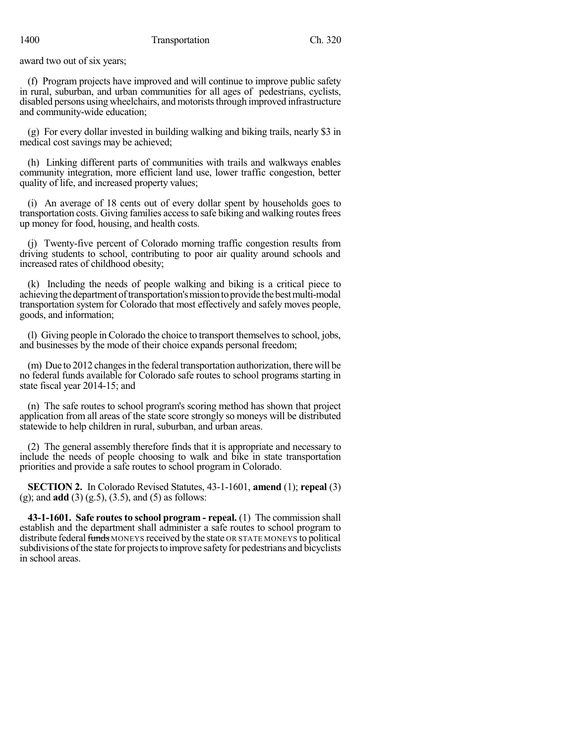award two out of six years;

(f) Program projects have improved and will continue to improve public safety in rural, suburban, and urban communities for all ages of pedestrians, cyclists, disabled persons using wheelchairs, and motorists through improved infrastructure and community-wide education;

(g) For every dollar invested in building walking and biking trails, nearly $3 in medical cost savings may be achieved;

(h) Linking different parts of communities with trails and walkways enables community integration, more efficient land use, lower traffic congestion, better quality of life, and increased property values;

(i) An average of 18 cents out of every dollar spent by households goes to transportation costs. Giving families access to safe biking and walking routes frees up money for food, housing, and health costs.

(j) Twenty-five percent of Colorado morning traffic congestion results from driving students to school, contributing to poor air quality around schools and increased rates of childhood obesity;

(k) Including the needs of people walking and biking is a critical piece to achieving the department of transportation's mission to provide the best multi-modal transportation system for Colorado that most effectively and safely moves people, goods, and information;

(l) Giving people in Colorado the choice to transport themselves to school, jobs, and businesses by the mode of their choice expands personal freedom;

(m) Due to 2012 changes in the federal transportation authorization, there will be no federal funds available for Colorado safe routes to school programs starting in state fiscal year 2014-15; and

(n) The safe routes to school program's scoring method has shown that project application from all areas of the state score strongly so moneys will be distributed statewide to help children in rural, suburban, and urban areas.

(2) The general assembly therefore finds that it is appropriate and necessary to include the needs of people choosing to walk and bike in state transportation priorities and provide a safe routes to school program in Colorado.

**SECTION 2.** In Colorado Revised Statutes, 43-1-1601, **amend** (1); **repeal** (3) (g); and **add** (3) (g.5), (3.5), and (5) as follows:

**43-1-1601. Safe routes to school program - repeal.** (1) The commission shall establish and the department shall administer a safe routes to school program to distribute federal ~~funds~~ MONEYS received by the state OR STATE MONEYS to political subdivisions of the state for projects to improve safety for pedestrians and bicyclists in school areas.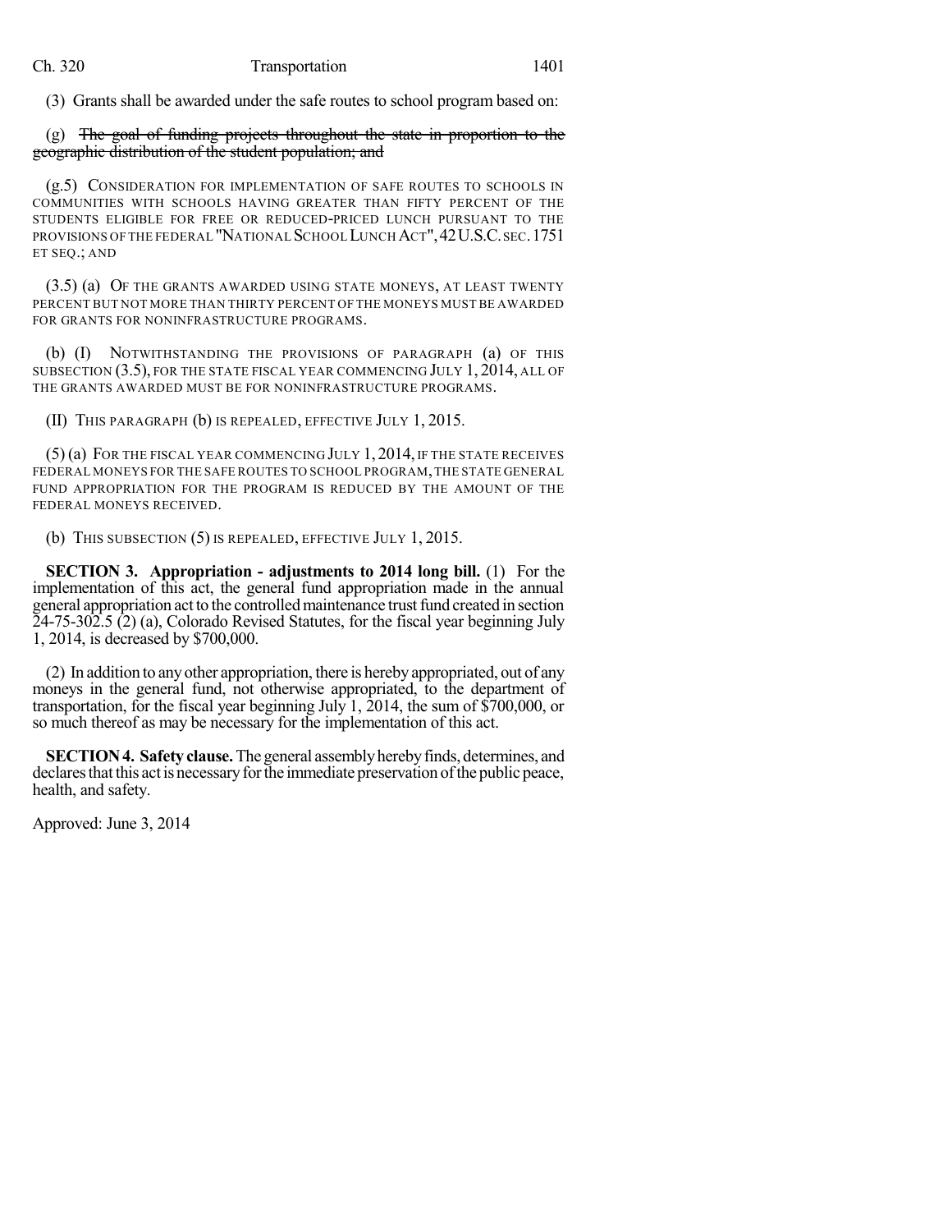(3) Grants shall be awarded under the safe routes to school program based on:

(g) ~~The goal of funding projects throughout the state in proportion to the geographic distribution of the student population; and~~

(g.5) CONSIDERATION FOR IMPLEMENTATION OF SAFE ROUTES TO SCHOOLS IN COMMUNITIES WITH SCHOOLS HAVING GREATER THAN FIFTY PERCENT OF THE STUDENTS ELIGIBLE FOR FREE OR REDUCED-PRICED LUNCH PURSUANT TO THE PROVISIONS OF THE FEDERAL "NATIONAL SCHOOL LUNCH ACT", 42 U.S.C. SEC. 1751 ET SEQ.; AND

(3.5) (a) OF THE GRANTS AWARDED USING STATE MONEYS, AT LEAST TWENTY PERCENT BUT NOT MORE THAN THIRTY PERCENT OF THE MONEYS MUST BE AWARDED FOR GRANTS FOR NONINFRASTRUCTURE PROGRAMS.

(b) (I) NOTWITHSTANDING THE PROVISIONS OF PARAGRAPH (a) OF THIS SUBSECTION (3.5), FOR THE STATE FISCAL YEAR COMMENCING JULY 1, 2014, ALL OF THE GRANTS AWARDED MUST BE FOR NONINFRASTRUCTURE PROGRAMS.

(II) THIS PARAGRAPH (b) IS REPEALED, EFFECTIVE JULY 1, 2015.

(5) (a) FOR THE FISCAL YEAR COMMENCING JULY 1, 2014, IF THE STATE RECEIVES FEDERAL MONEYS FOR THE SAFE ROUTES TO SCHOOL PROGRAM, THE STATE GENERAL FUND APPROPRIATION FOR THE PROGRAM IS REDUCED BY THE AMOUNT OF THE FEDERAL MONEYS RECEIVED.

(b) THIS SUBSECTION (5) IS REPEALED, EFFECTIVE JULY 1, 2015.

**SECTION 3. Appropriation - adjustments to 2014 long bill.** (1) For the implementation of this act, the general fund appropriation made in the annual general appropriation act to the controlled maintenance trust fund created in section 24-75-302.5 (2) (a), Colorado Revised Statutes, for the fiscal year beginning July 1, 2014, is decreased by $700,000.

(2) In addition to any other appropriation, there is hereby appropriated, out of any moneys in the general fund, not otherwise appropriated, to the department of transportation, for the fiscal year beginning July 1, 2014, the sum of $700,000, or so much thereof as may be necessary for the implementation of this act.

**SECTION 4. Safety clause.** The general assembly hereby finds, determines, and declares that this act is necessary for the immediate preservation of the public peace, health, and safety.

Approved: June 3, 2014